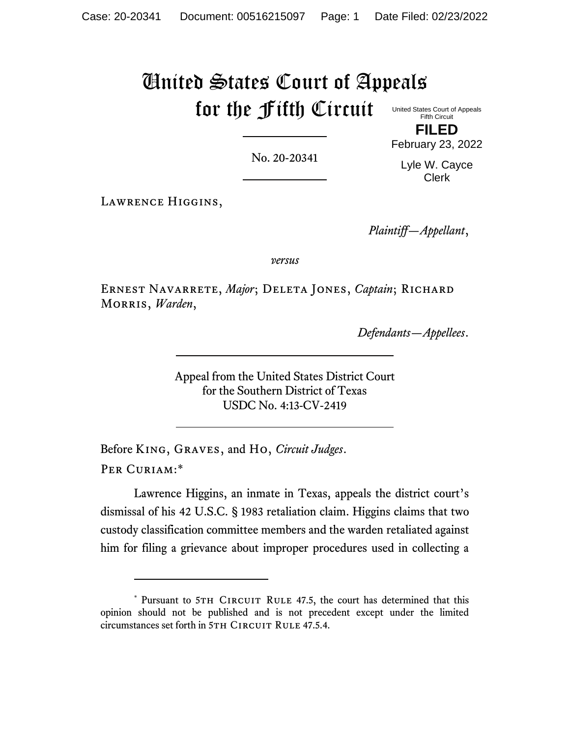# United States Court of Appeals for the Fifth Circuit

United States Court of Appeals
Fifth Circuit

**FILED**

February 23, 2022

Lyle W. Cayce
Clerk

No. 20-20341

---

Lawrence Higgins,

*Plaintiff—Appellant*,

*versus*

Ernest Navarrete, *Major*; Deleta Jones, *Captain*; Richard Morris, *Warden*,

*Defendants—Appellees*.

---

Appeal from the United States District Court
for the Southern District of Texas
USDC No. 4:13-CV-2419

---

Before King, Graves, and Ho, *Circuit Judges*.

Per Curiam:*

Lawrence Higgins, an inmate in Texas, appeals the district court's dismissal of his 42 U.S.C. § 1983 retaliation claim. Higgins claims that two custody classification committee members and the warden retaliated against him for filing a grievance about improper procedures used in collecting a

---

\* Pursuant to 5th Circuit Rule 47.5, the court has determined that this opinion should not be published and is not precedent except under the limited circumstances set forth in 5th Circuit Rule 47.5.4.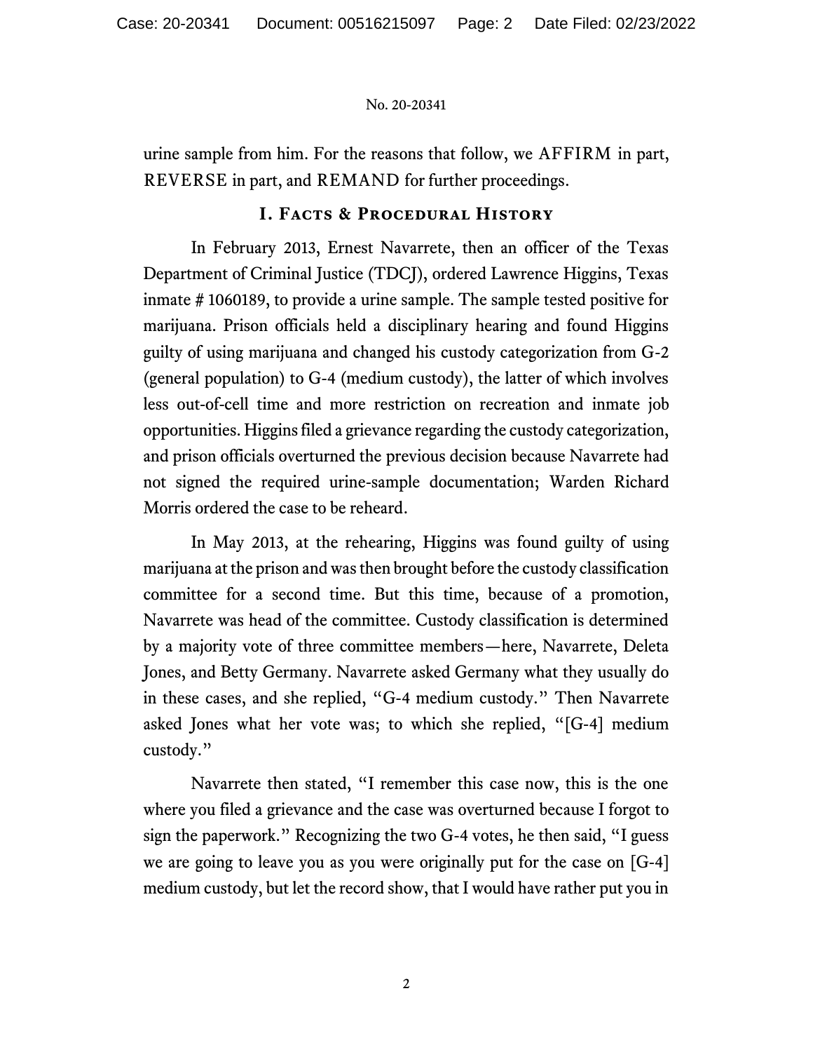urine sample from him. For the reasons that follow, we AFFIRM in part, REVERSE in part, and REMAND for further proceedings.

## I. Facts & Procedural History

In February 2013, Ernest Navarrete, then an officer of the Texas Department of Criminal Justice (TDCJ), ordered Lawrence Higgins, Texas inmate # 1060189, to provide a urine sample. The sample tested positive for marijuana. Prison officials held a disciplinary hearing and found Higgins guilty of using marijuana and changed his custody categorization from G-2 (general population) to G-4 (medium custody), the latter of which involves less out-of-cell time and more restriction on recreation and inmate job opportunities. Higgins filed a grievance regarding the custody categorization, and prison officials overturned the previous decision because Navarrete had not signed the required urine-sample documentation; Warden Richard Morris ordered the case to be reheard.

In May 2013, at the rehearing, Higgins was found guilty of using marijuana at the prison and was then brought before the custody classification committee for a second time. But this time, because of a promotion, Navarrete was head of the committee. Custody classification is determined by a majority vote of three committee members—here, Navarrete, Deleta Jones, and Betty Germany. Navarrete asked Germany what they usually do in these cases, and she replied, "G-4 medium custody." Then Navarrete asked Jones what her vote was; to which she replied, "[G-4] medium custody."

Navarrete then stated, "I remember this case now, this is the one where you filed a grievance and the case was overturned because I forgot to sign the paperwork." Recognizing the two G-4 votes, he then said, "I guess we are going to leave you as you were originally put for the case on [G-4] medium custody, but let the record show, that I would have rather put you in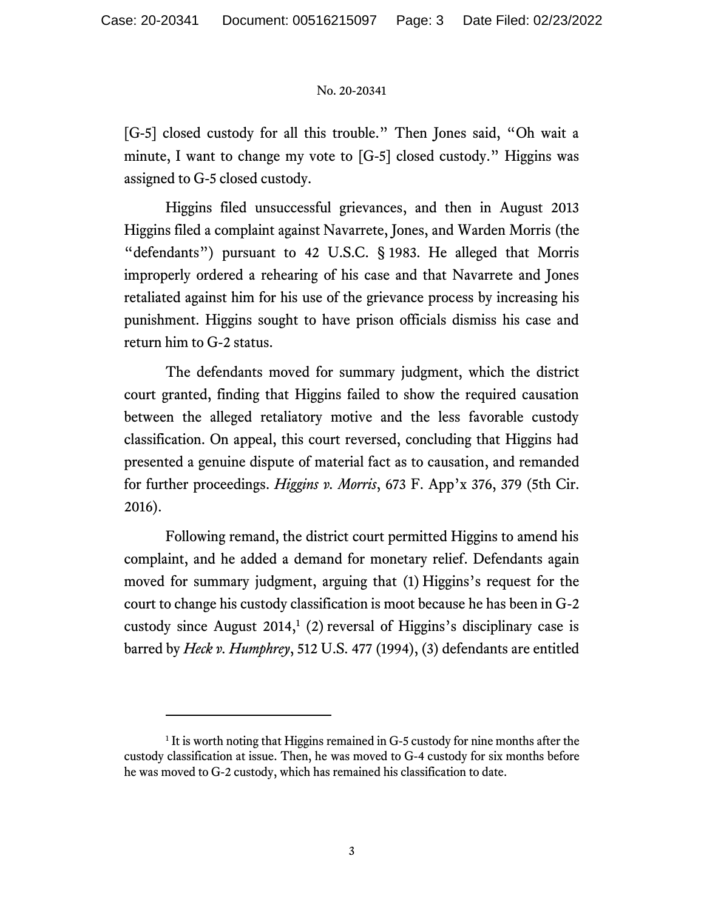[G-5] closed custody for all this trouble." Then Jones said, "Oh wait a minute, I want to change my vote to [G-5] closed custody." Higgins was assigned to G-5 closed custody.

Higgins filed unsuccessful grievances, and then in August 2013 Higgins filed a complaint against Navarrete, Jones, and Warden Morris (the "defendants") pursuant to 42 U.S.C. § 1983. He alleged that Morris improperly ordered a rehearing of his case and that Navarrete and Jones retaliated against him for his use of the grievance process by increasing his punishment. Higgins sought to have prison officials dismiss his case and return him to G-2 status.

The defendants moved for summary judgment, which the district court granted, finding that Higgins failed to show the required causation between the alleged retaliatory motive and the less favorable custody classification. On appeal, this court reversed, concluding that Higgins had presented a genuine dispute of material fact as to causation, and remanded for further proceedings. *Higgins v. Morris*, 673 F. App'x 376, 379 (5th Cir. 2016).

Following remand, the district court permitted Higgins to amend his complaint, and he added a demand for monetary relief. Defendants again moved for summary judgment, arguing that (1) Higgins's request for the court to change his custody classification is moot because he has been in G-2 custody since August 2014,[1] (2) reversal of Higgins's disciplinary case is barred by *Heck v. Humphrey*, 512 U.S. 477 (1994), (3) defendants are entitled

[1] It is worth noting that Higgins remained in G-5 custody for nine months after the custody classification at issue. Then, he was moved to G-4 custody for six months before he was moved to G-2 custody, which has remained his classification to date.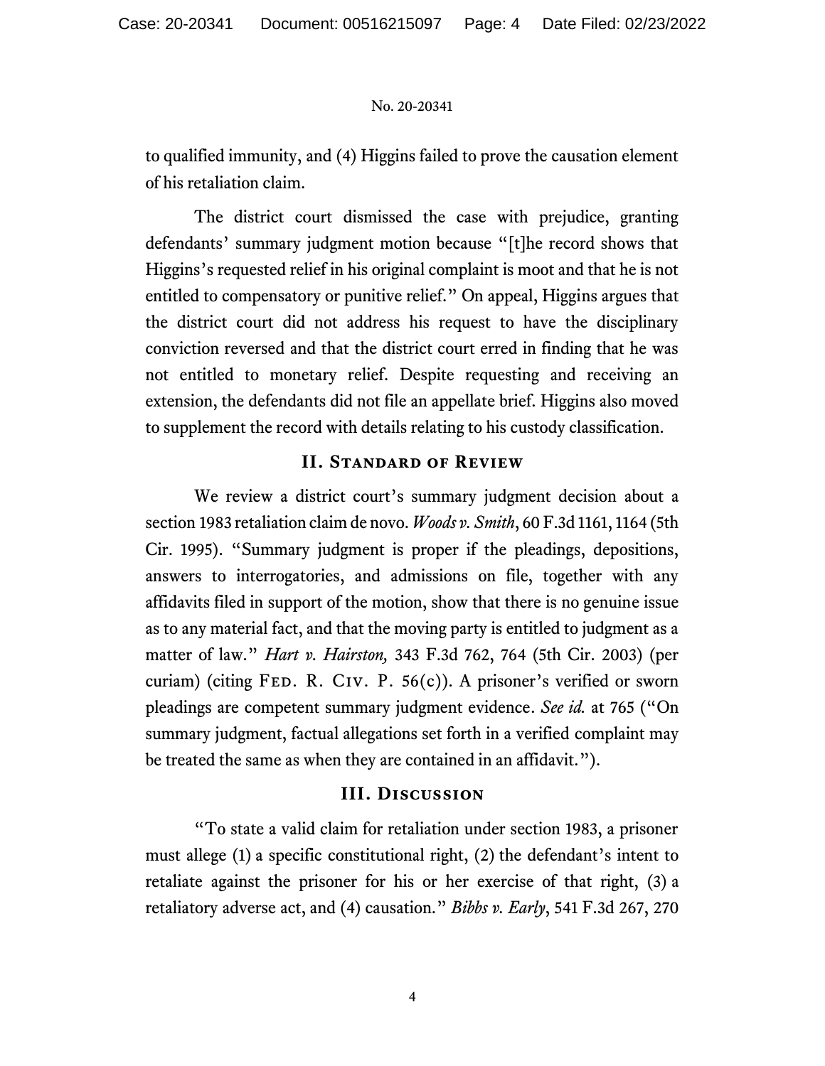to qualified immunity, and (4) Higgins failed to prove the causation element of his retaliation claim.

The district court dismissed the case with prejudice, granting defendants' summary judgment motion because "[t]he record shows that Higgins's requested relief in his original complaint is moot and that he is not entitled to compensatory or punitive relief." On appeal, Higgins argues that the district court did not address his request to have the disciplinary conviction reversed and that the district court erred in finding that he was not entitled to monetary relief. Despite requesting and receiving an extension, the defendants did not file an appellate brief. Higgins also moved to supplement the record with details relating to his custody classification.

## II. Standard of Review

We review a district court's summary judgment decision about a section 1983 retaliation claim de novo. *Woods v. Smith*, 60 F.3d 1161, 1164 (5th Cir. 1995). "Summary judgment is proper if the pleadings, depositions, answers to interrogatories, and admissions on file, together with any affidavits filed in support of the motion, show that there is no genuine issue as to any material fact, and that the moving party is entitled to judgment as a matter of law." *Hart v. Hairston,* 343 F.3d 762, 764 (5th Cir. 2003) (per curiam) (citing Fed. R. Civ. P. 56(c)). A prisoner's verified or sworn pleadings are competent summary judgment evidence. *See id.* at 765 ("On summary judgment, factual allegations set forth in a verified complaint may be treated the same as when they are contained in an affidavit.").

## III. Discussion

"To state a valid claim for retaliation under section 1983, a prisoner must allege (1) a specific constitutional right, (2) the defendant's intent to retaliate against the prisoner for his or her exercise of that right, (3) a retaliatory adverse act, and (4) causation." *Bibbs v. Early*, 541 F.3d 267, 270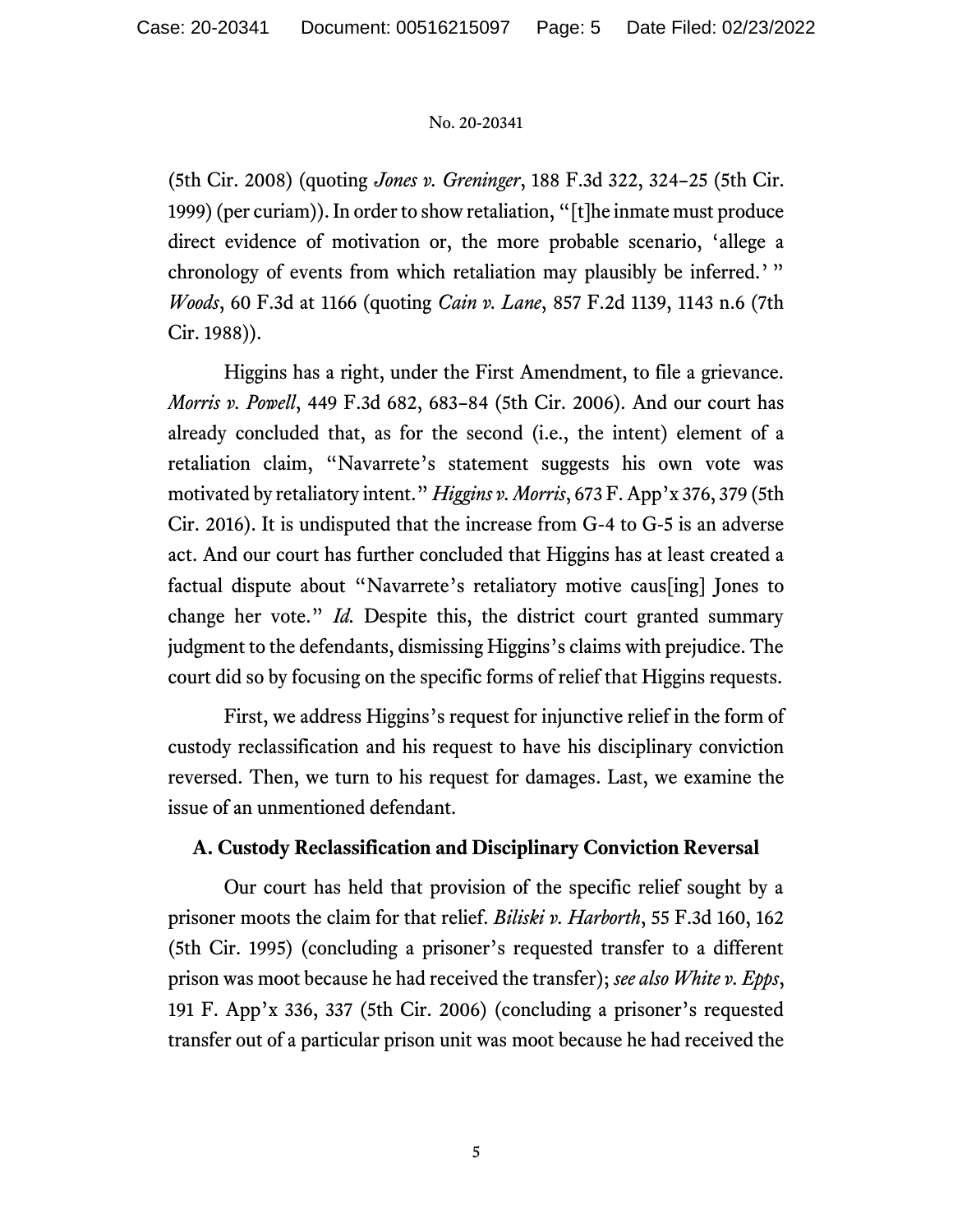(5th Cir. 2008) (quoting *Jones v. Greninger*, 188 F.3d 322, 324–25 (5th Cir. 1999) (per curiam)). In order to show retaliation, "[t]he inmate must produce direct evidence of motivation or, the more probable scenario, 'allege a chronology of events from which retaliation may plausibly be inferred.' " *Woods*, 60 F.3d at 1166 (quoting *Cain v. Lane*, 857 F.2d 1139, 1143 n.6 (7th Cir. 1988)).

Higgins has a right, under the First Amendment, to file a grievance. *Morris v. Powell*, 449 F.3d 682, 683–84 (5th Cir. 2006). And our court has already concluded that, as for the second (i.e., the intent) element of a retaliation claim, "Navarrete's statement suggests his own vote was motivated by retaliatory intent." *Higgins v. Morris*, 673 F. App'x 376, 379 (5th Cir. 2016). It is undisputed that the increase from G-4 to G-5 is an adverse act. And our court has further concluded that Higgins has at least created a factual dispute about "Navarrete's retaliatory motive caus[ing] Jones to change her vote." *Id.* Despite this, the district court granted summary judgment to the defendants, dismissing Higgins's claims with prejudice. The court did so by focusing on the specific forms of relief that Higgins requests.

First, we address Higgins's request for injunctive relief in the form of custody reclassification and his request to have his disciplinary conviction reversed. Then, we turn to his request for damages. Last, we examine the issue of an unmentioned defendant.

### A. Custody Reclassification and Disciplinary Conviction Reversal

Our court has held that provision of the specific relief sought by a prisoner moots the claim for that relief. *Biliski v. Harborth*, 55 F.3d 160, 162 (5th Cir. 1995) (concluding a prisoner's requested transfer to a different prison was moot because he had received the transfer); *see also White v. Epps*, 191 F. App'x 336, 337 (5th Cir. 2006) (concluding a prisoner's requested transfer out of a particular prison unit was moot because he had received the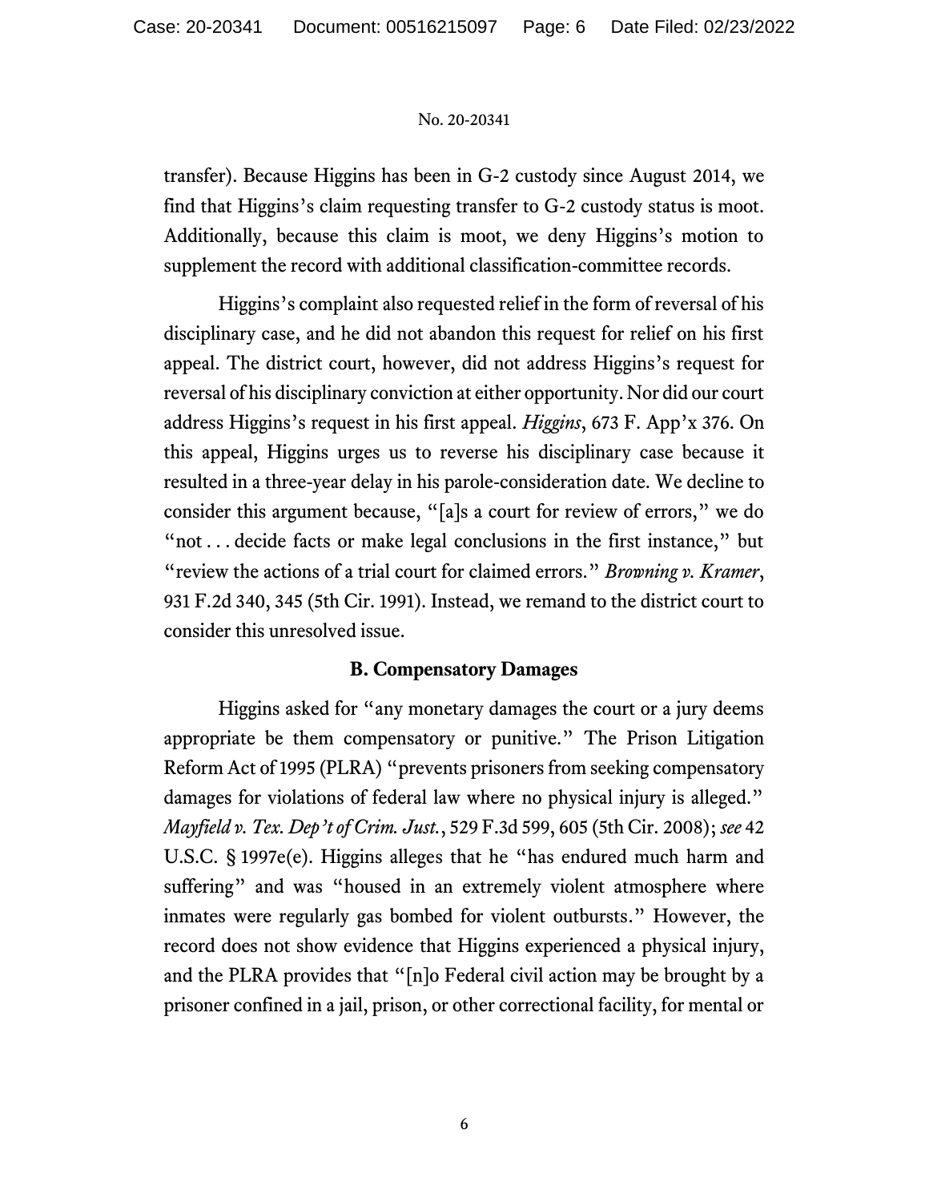transfer). Because Higgins has been in G-2 custody since August 2014, we find that Higgins's claim requesting transfer to G-2 custody status is moot. Additionally, because this claim is moot, we deny Higgins's motion to supplement the record with additional classification-committee records.

Higgins's complaint also requested relief in the form of reversal of his disciplinary case, and he did not abandon this request for relief on his first appeal. The district court, however, did not address Higgins's request for reversal of his disciplinary conviction at either opportunity. Nor did our court address Higgins's request in his first appeal. *Higgins*, 673 F. App'x 376. On this appeal, Higgins urges us to reverse his disciplinary case because it resulted in a three-year delay in his parole-consideration date. We decline to consider this argument because, "[a]s a court for review of errors," we do "not . . . decide facts or make legal conclusions in the first instance," but "review the actions of a trial court for claimed errors." *Browning v. Kramer*, 931 F.2d 340, 345 (5th Cir. 1991). Instead, we remand to the district court to consider this unresolved issue.

### B. Compensatory Damages

Higgins asked for "any monetary damages the court or a jury deems appropriate be them compensatory or punitive." The Prison Litigation Reform Act of 1995 (PLRA) "prevents prisoners from seeking compensatory damages for violations of federal law where no physical injury is alleged." *Mayfield v. Tex. Dep't of Crim. Just.*, 529 F.3d 599, 605 (5th Cir. 2008); *see* 42 U.S.C. § 1997e(e). Higgins alleges that he "has endured much harm and suffering" and was "housed in an extremely violent atmosphere where inmates were regularly gas bombed for violent outbursts." However, the record does not show evidence that Higgins experienced a physical injury, and the PLRA provides that "[n]o Federal civil action may be brought by a prisoner confined in a jail, prison, or other correctional facility, for mental or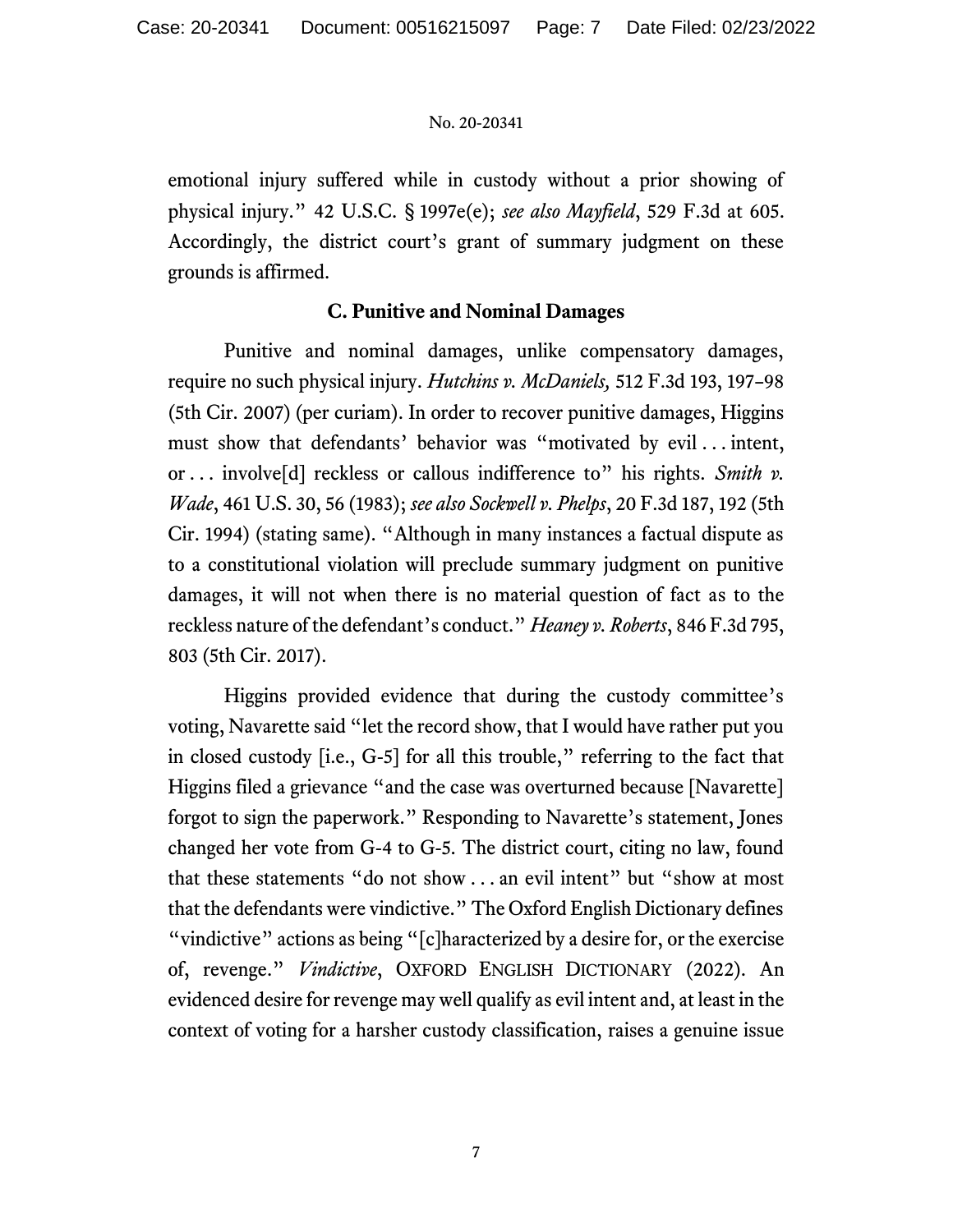emotional injury suffered while in custody without a prior showing of physical injury." 42 U.S.C. § 1997e(e); *see also Mayfield*, 529 F.3d at 605. Accordingly, the district court's grant of summary judgment on these grounds is affirmed.

### C. Punitive and Nominal Damages

Punitive and nominal damages, unlike compensatory damages, require no such physical injury. *Hutchins v. McDaniels,* 512 F.3d 193, 197–98 (5th Cir. 2007) (per curiam). In order to recover punitive damages, Higgins must show that defendants' behavior was "motivated by evil . . . intent, or . . . involve[d] reckless or callous indifference to" his rights. *Smith v. Wade*, 461 U.S. 30, 56 (1983); *see also Sockwell v. Phelps*, 20 F.3d 187, 192 (5th Cir. 1994) (stating same). "Although in many instances a factual dispute as to a constitutional violation will preclude summary judgment on punitive damages, it will not when there is no material question of fact as to the reckless nature of the defendant's conduct." *Heaney v. Roberts*, 846 F.3d 795, 803 (5th Cir. 2017).

Higgins provided evidence that during the custody committee's voting, Navarette said "let the record show, that I would have rather put you in closed custody [i.e., G-5] for all this trouble," referring to the fact that Higgins filed a grievance "and the case was overturned because [Navarette] forgot to sign the paperwork." Responding to Navarette's statement, Jones changed her vote from G-4 to G-5. The district court, citing no law, found that these statements "do not show . . . an evil intent" but "show at most that the defendants were vindictive." The Oxford English Dictionary defines "vindictive" actions as being "[c]haracterized by a desire for, or the exercise of, revenge." *Vindictive*, OXFORD ENGLISH DICTIONARY (2022). An evidenced desire for revenge may well qualify as evil intent and, at least in the context of voting for a harsher custody classification, raises a genuine issue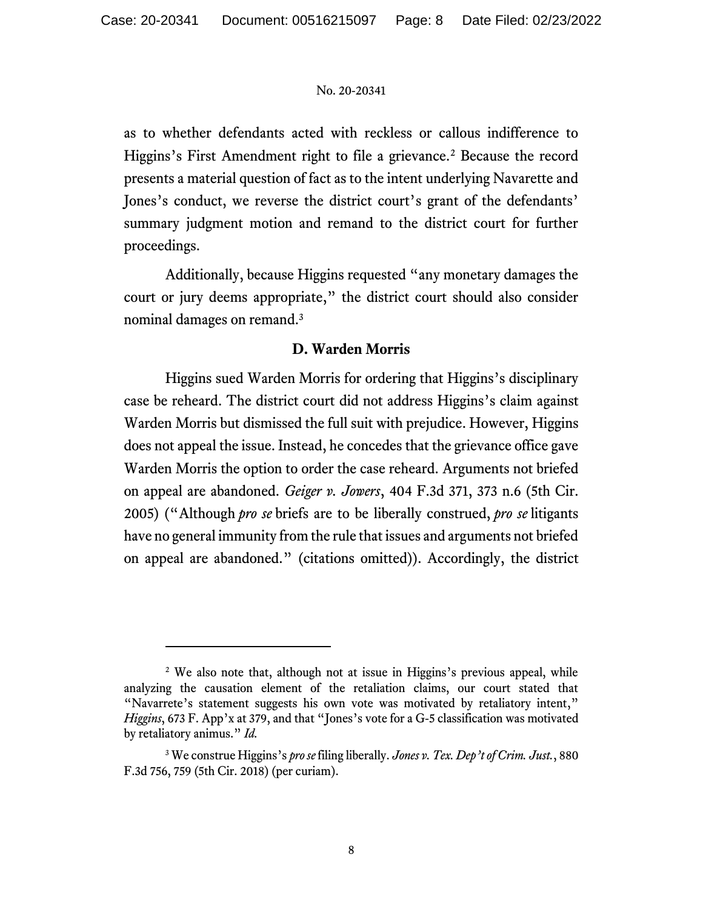as to whether defendants acted with reckless or callous indifference to Higgins's First Amendment right to file a grievance.[2] Because the record presents a material question of fact as to the intent underlying Navarette and Jones's conduct, we reverse the district court's grant of the defendants' summary judgment motion and remand to the district court for further proceedings.

Additionally, because Higgins requested "any monetary damages the court or jury deems appropriate," the district court should also consider nominal damages on remand.[3]

### D. Warden Morris

Higgins sued Warden Morris for ordering that Higgins's disciplinary case be reheard. The district court did not address Higgins's claim against Warden Morris but dismissed the full suit with prejudice. However, Higgins does not appeal the issue. Instead, he concedes that the grievance office gave Warden Morris the option to order the case reheard. Arguments not briefed on appeal are abandoned. *Geiger v. Jowers*, 404 F.3d 371, 373 n.6 (5th Cir. 2005) ("Although *pro se* briefs are to be liberally construed, *pro se* litigants have no general immunity from the rule that issues and arguments not briefed on appeal are abandoned." (citations omitted)). Accordingly, the district

---

[2] We also note that, although not at issue in Higgins's previous appeal, while analyzing the causation element of the retaliation claims, our court stated that "Navarrete's statement suggests his own vote was motivated by retaliatory intent," *Higgins*, 673 F. App'x at 379, and that "Jones's vote for a G-5 classification was motivated by retaliatory animus." *Id.*

[3] We construe Higgins's *pro se* filing liberally. *Jones v. Tex. Dep't of Crim. Just.*, 880 F.3d 756, 759 (5th Cir. 2018) (per curiam).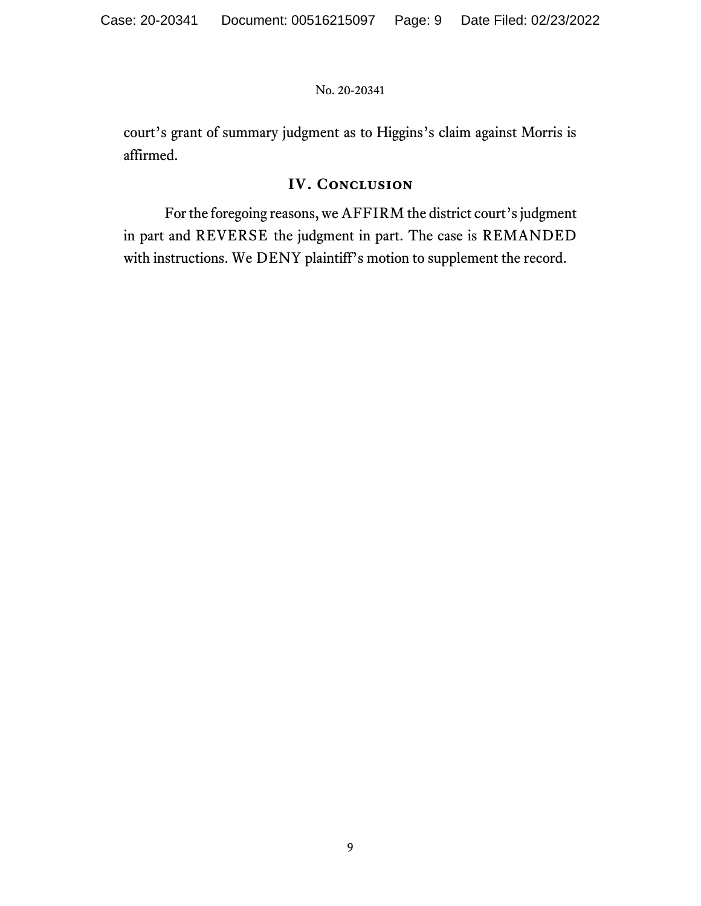court's grant of summary judgment as to Higgins's claim against Morris is affirmed.

## IV. Conclusion

For the foregoing reasons, we AFFIRM the district court's judgment in part and REVERSE the judgment in part. The case is REMANDED with instructions. We DENY plaintiff's motion to supplement the record.